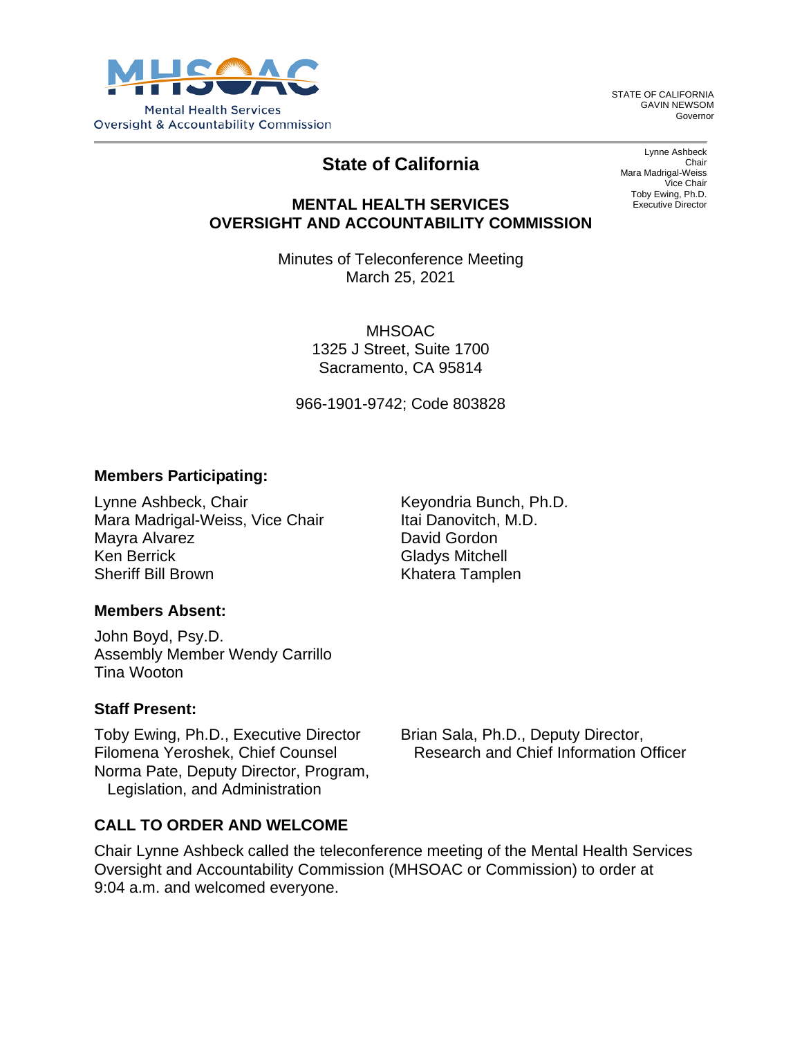Mental Health Services Oversight & Accountability Commission

STATE OF CALIFORNIA
GAVIN NEWSOM
Governor

Lynne Ashbeck
Chair
Mara Madrigal-Weiss
Vice Chair
Toby Ewing, Ph.D.
Executive Director

# State of California

## MENTAL HEALTH SERVICES OVERSIGHT AND ACCOUNTABILITY COMMISSION

Minutes of Teleconference Meeting
March 25, 2021

MHSOAC
1325 J Street, Suite 1700
Sacramento, CA 95814

966-1901-9742; Code 803828

### Members Participating:

Lynne Ashbeck, Chair
Mara Madrigal-Weiss, Vice Chair
Mayra Alvarez
Ken Berrick
Sheriff Bill Brown
Keyondria Bunch, Ph.D.
Itai Danovitch, M.D.
David Gordon
Gladys Mitchell
Khatera Tamplen

### Members Absent:

John Boyd, Psy.D.
Assembly Member Wendy Carrillo
Tina Wooton

### Staff Present:

Toby Ewing, Ph.D., Executive Director
Filomena Yeroshek, Chief Counsel
Norma Pate, Deputy Director, Program, Legislation, and Administration
Brian Sala, Ph.D., Deputy Director, Research and Chief Information Officer

### CALL TO ORDER AND WELCOME

Chair Lynne Ashbeck called the teleconference meeting of the Mental Health Services Oversight and Accountability Commission (MHSOAC or Commission) to order at 9:04 a.m. and welcomed everyone.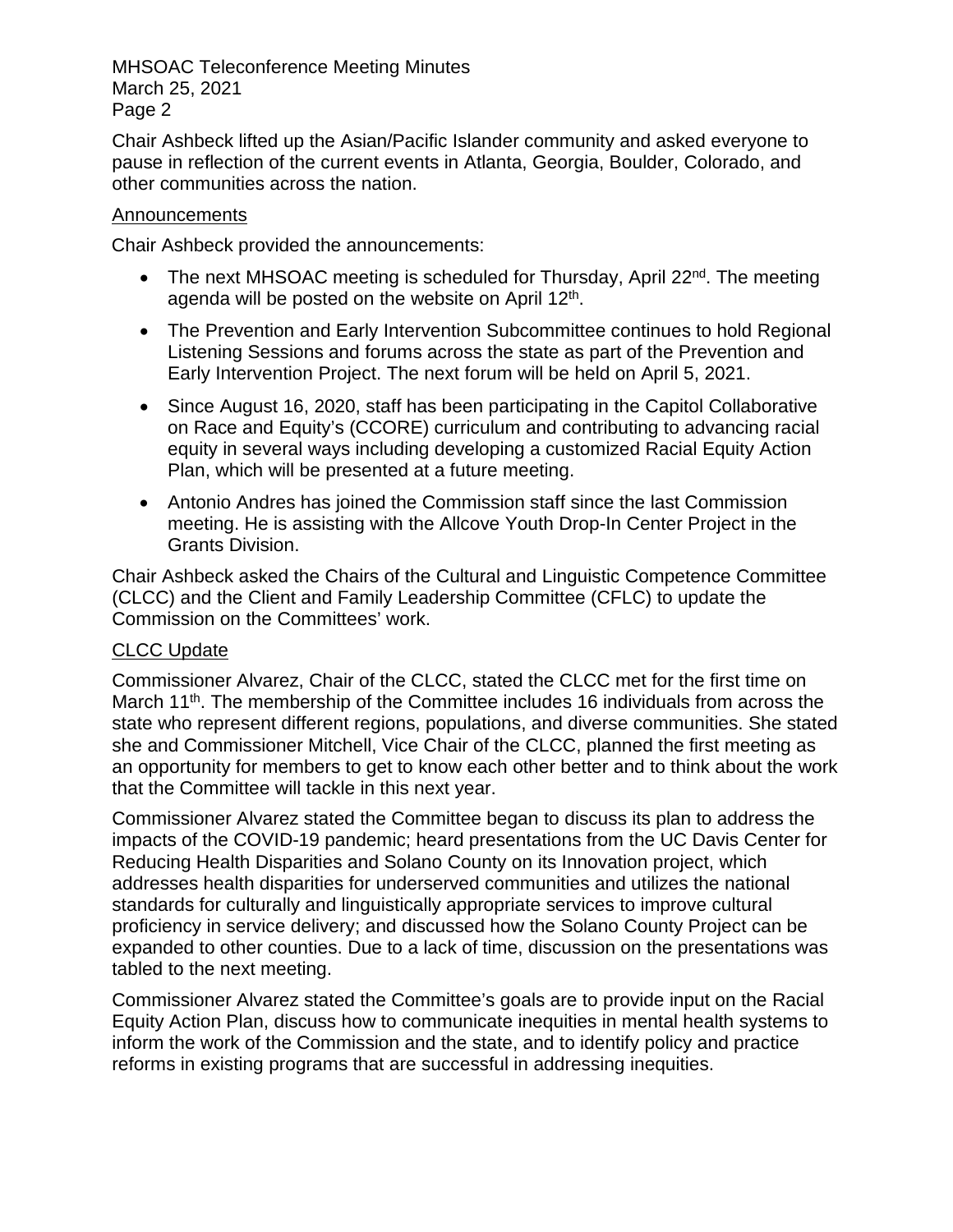Chair Ashbeck lifted up the Asian/Pacific Islander community and asked everyone to pause in reflection of the current events in Atlanta, Georgia, Boulder, Colorado, and other communities across the nation.

Announcements

Chair Ashbeck provided the announcements:

- The next MHSOAC meeting is scheduled for Thursday, April 22nd. The meeting agenda will be posted on the website on April 12th.
- The Prevention and Early Intervention Subcommittee continues to hold Regional Listening Sessions and forums across the state as part of the Prevention and Early Intervention Project. The next forum will be held on April 5, 2021.
- Since August 16, 2020, staff has been participating in the Capitol Collaborative on Race and Equity's (CCORE) curriculum and contributing to advancing racial equity in several ways including developing a customized Racial Equity Action Plan, which will be presented at a future meeting.
- Antonio Andres has joined the Commission staff since the last Commission meeting. He is assisting with the Allcove Youth Drop-In Center Project in the Grants Division.

Chair Ashbeck asked the Chairs of the Cultural and Linguistic Competence Committee (CLCC) and the Client and Family Leadership Committee (CFLC) to update the Commission on the Committees' work.

CLCC Update

Commissioner Alvarez, Chair of the CLCC, stated the CLCC met for the first time on March 11th. The membership of the Committee includes 16 individuals from across the state who represent different regions, populations, and diverse communities. She stated she and Commissioner Mitchell, Vice Chair of the CLCC, planned the first meeting as an opportunity for members to get to know each other better and to think about the work that the Committee will tackle in this next year.

Commissioner Alvarez stated the Committee began to discuss its plan to address the impacts of the COVID-19 pandemic; heard presentations from the UC Davis Center for Reducing Health Disparities and Solano County on its Innovation project, which addresses health disparities for underserved communities and utilizes the national standards for culturally and linguistically appropriate services to improve cultural proficiency in service delivery; and discussed how the Solano County Project can be expanded to other counties. Due to a lack of time, discussion on the presentations was tabled to the next meeting.

Commissioner Alvarez stated the Committee's goals are to provide input on the Racial Equity Action Plan, discuss how to communicate inequities in mental health systems to inform the work of the Commission and the state, and to identify policy and practice reforms in existing programs that are successful in addressing inequities.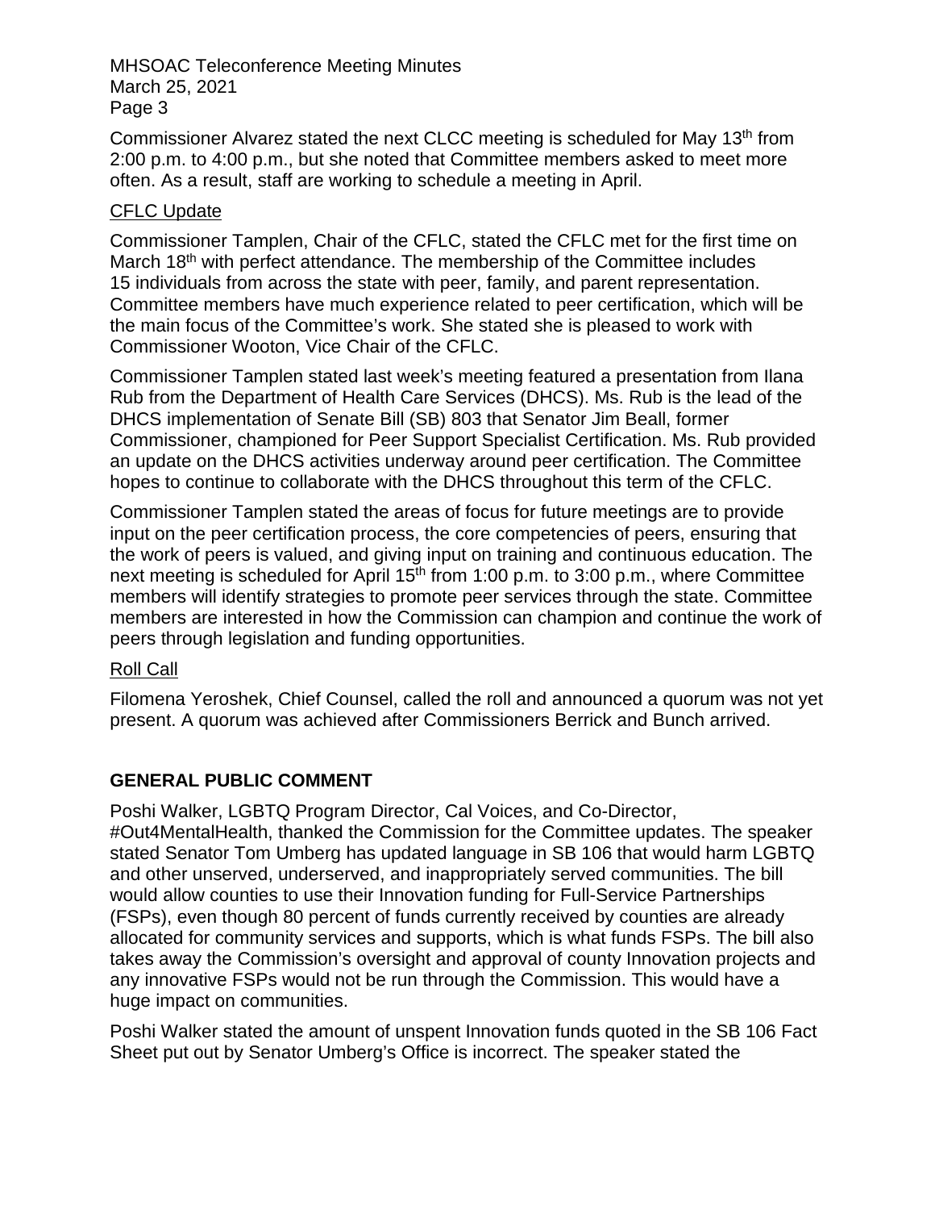Commissioner Alvarez stated the next CLCC meeting is scheduled for May 13th from 2:00 p.m. to 4:00 p.m., but she noted that Committee members asked to meet more often. As a result, staff are working to schedule a meeting in April.

CFLC Update

Commissioner Tamplen, Chair of the CFLC, stated the CFLC met for the first time on March 18th with perfect attendance. The membership of the Committee includes 15 individuals from across the state with peer, family, and parent representation. Committee members have much experience related to peer certification, which will be the main focus of the Committee's work. She stated she is pleased to work with Commissioner Wooton, Vice Chair of the CFLC.

Commissioner Tamplen stated last week's meeting featured a presentation from Ilana Rub from the Department of Health Care Services (DHCS). Ms. Rub is the lead of the DHCS implementation of Senate Bill (SB) 803 that Senator Jim Beall, former Commissioner, championed for Peer Support Specialist Certification. Ms. Rub provided an update on the DHCS activities underway around peer certification. The Committee hopes to continue to collaborate with the DHCS throughout this term of the CFLC.

Commissioner Tamplen stated the areas of focus for future meetings are to provide input on the peer certification process, the core competencies of peers, ensuring that the work of peers is valued, and giving input on training and continuous education. The next meeting is scheduled for April 15th from 1:00 p.m. to 3:00 p.m., where Committee members will identify strategies to promote peer services through the state. Committee members are interested in how the Commission can champion and continue the work of peers through legislation and funding opportunities.

Roll Call

Filomena Yeroshek, Chief Counsel, called the roll and announced a quorum was not yet present. A quorum was achieved after Commissioners Berrick and Bunch arrived.

## GENERAL PUBLIC COMMENT

Poshi Walker, LGBTQ Program Director, Cal Voices, and Co-Director, #Out4MentalHealth, thanked the Commission for the Committee updates. The speaker stated Senator Tom Umberg has updated language in SB 106 that would harm LGBTQ and other unserved, underserved, and inappropriately served communities. The bill would allow counties to use their Innovation funding for Full-Service Partnerships (FSPs), even though 80 percent of funds currently received by counties are already allocated for community services and supports, which is what funds FSPs. The bill also takes away the Commission's oversight and approval of county Innovation projects and any innovative FSPs would not be run through the Commission. This would have a huge impact on communities.

Poshi Walker stated the amount of unspent Innovation funds quoted in the SB 106 Fact Sheet put out by Senator Umberg's Office is incorrect. The speaker stated the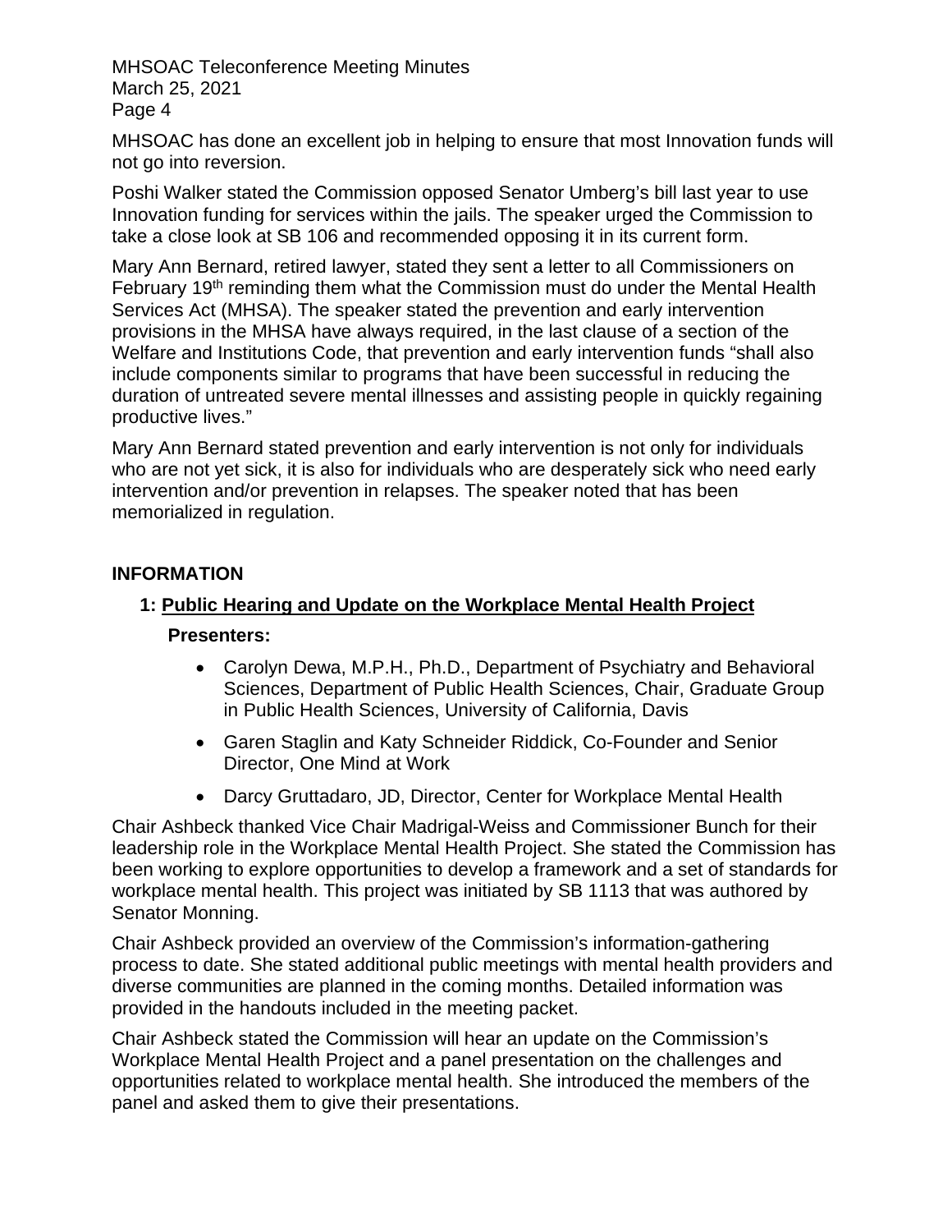MHSOAC has done an excellent job in helping to ensure that most Innovation funds will not go into reversion.

Poshi Walker stated the Commission opposed Senator Umberg's bill last year to use Innovation funding for services within the jails. The speaker urged the Commission to take a close look at SB 106 and recommended opposing it in its current form.

Mary Ann Bernard, retired lawyer, stated they sent a letter to all Commissioners on February 19th reminding them what the Commission must do under the Mental Health Services Act (MHSA). The speaker stated the prevention and early intervention provisions in the MHSA have always required, in the last clause of a section of the Welfare and Institutions Code, that prevention and early intervention funds "shall also include components similar to programs that have been successful in reducing the duration of untreated severe mental illnesses and assisting people in quickly regaining productive lives."

Mary Ann Bernard stated prevention and early intervention is not only for individuals who are not yet sick, it is also for individuals who are desperately sick who need early intervention and/or prevention in relapses. The speaker noted that has been memorialized in regulation.

## INFORMATION

### 1: Public Hearing and Update on the Workplace Mental Health Project

**Presenters:**

- Carolyn Dewa, M.P.H., Ph.D., Department of Psychiatry and Behavioral Sciences, Department of Public Health Sciences, Chair, Graduate Group in Public Health Sciences, University of California, Davis
- Garen Staglin and Katy Schneider Riddick, Co-Founder and Senior Director, One Mind at Work
- Darcy Gruttadaro, JD, Director, Center for Workplace Mental Health

Chair Ashbeck thanked Vice Chair Madrigal-Weiss and Commissioner Bunch for their leadership role in the Workplace Mental Health Project. She stated the Commission has been working to explore opportunities to develop a framework and a set of standards for workplace mental health. This project was initiated by SB 1113 that was authored by Senator Monning.

Chair Ashbeck provided an overview of the Commission's information-gathering process to date. She stated additional public meetings with mental health providers and diverse communities are planned in the coming months. Detailed information was provided in the handouts included in the meeting packet.

Chair Ashbeck stated the Commission will hear an update on the Commission's Workplace Mental Health Project and a panel presentation on the challenges and opportunities related to workplace mental health. She introduced the members of the panel and asked them to give their presentations.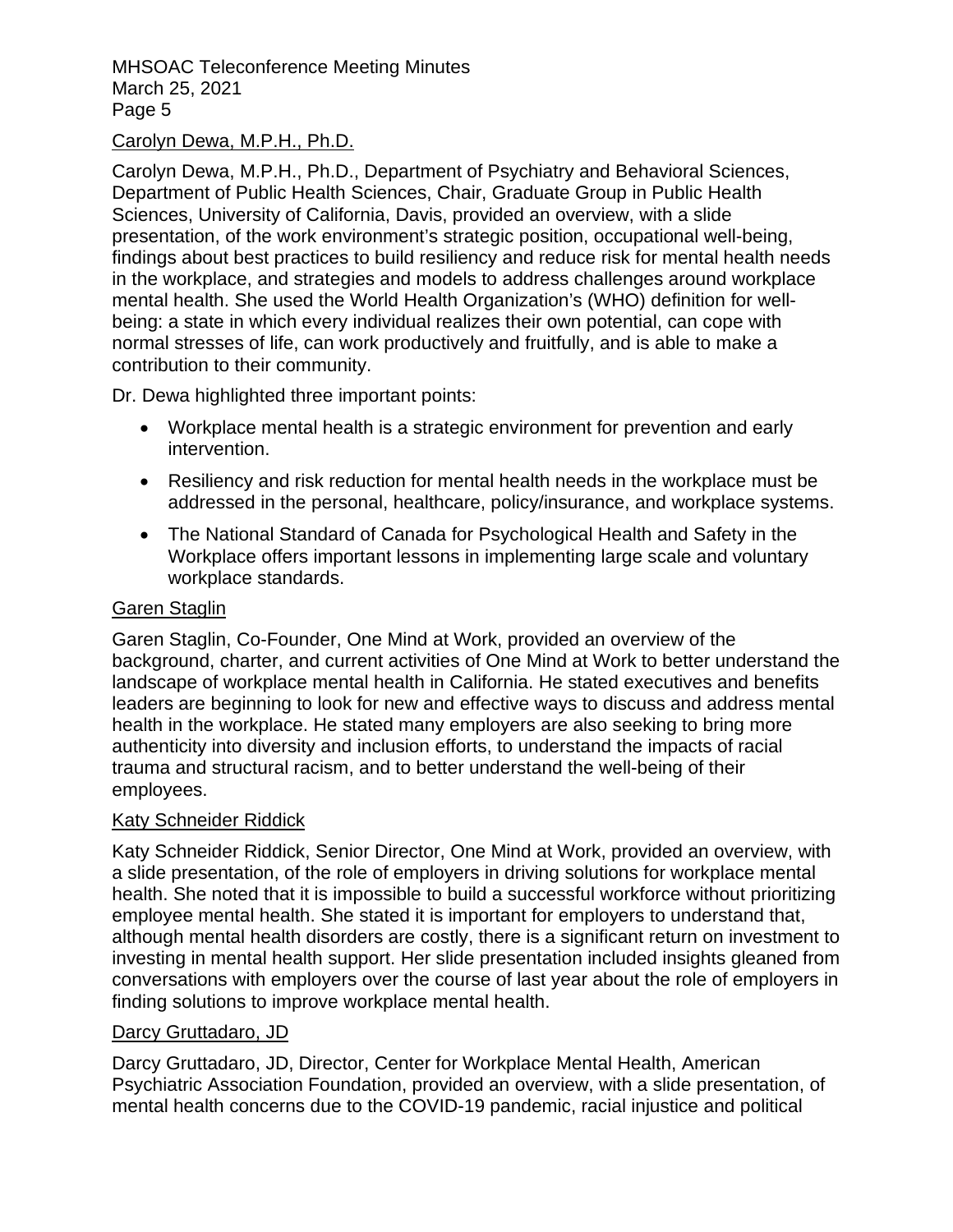Carolyn Dewa, M.P.H., Ph.D.

Carolyn Dewa, M.P.H., Ph.D., Department of Psychiatry and Behavioral Sciences, Department of Public Health Sciences, Chair, Graduate Group in Public Health Sciences, University of California, Davis, provided an overview, with a slide presentation, of the work environment's strategic position, occupational well-being, findings about best practices to build resiliency and reduce risk for mental health needs in the workplace, and strategies and models to address challenges around workplace mental health. She used the World Health Organization's (WHO) definition for well-being: a state in which every individual realizes their own potential, can cope with normal stresses of life, can work productively and fruitfully, and is able to make a contribution to their community.

Dr. Dewa highlighted three important points:

- Workplace mental health is a strategic environment for prevention and early intervention.
- Resiliency and risk reduction for mental health needs in the workplace must be addressed in the personal, healthcare, policy/insurance, and workplace systems.
- The National Standard of Canada for Psychological Health and Safety in the Workplace offers important lessons in implementing large scale and voluntary workplace standards.

Garen Staglin

Garen Staglin, Co-Founder, One Mind at Work, provided an overview of the background, charter, and current activities of One Mind at Work to better understand the landscape of workplace mental health in California. He stated executives and benefits leaders are beginning to look for new and effective ways to discuss and address mental health in the workplace. He stated many employers are also seeking to bring more authenticity into diversity and inclusion efforts, to understand the impacts of racial trauma and structural racism, and to better understand the well-being of their employees.

Katy Schneider Riddick

Katy Schneider Riddick, Senior Director, One Mind at Work, provided an overview, with a slide presentation, of the role of employers in driving solutions for workplace mental health. She noted that it is impossible to build a successful workforce without prioritizing employee mental health. She stated it is important for employers to understand that, although mental health disorders are costly, there is a significant return on investment to investing in mental health support. Her slide presentation included insights gleaned from conversations with employers over the course of last year about the role of employers in finding solutions to improve workplace mental health.

Darcy Gruttadaro, JD

Darcy Gruttadaro, JD, Director, Center for Workplace Mental Health, American Psychiatric Association Foundation, provided an overview, with a slide presentation, of mental health concerns due to the COVID-19 pandemic, racial injustice and political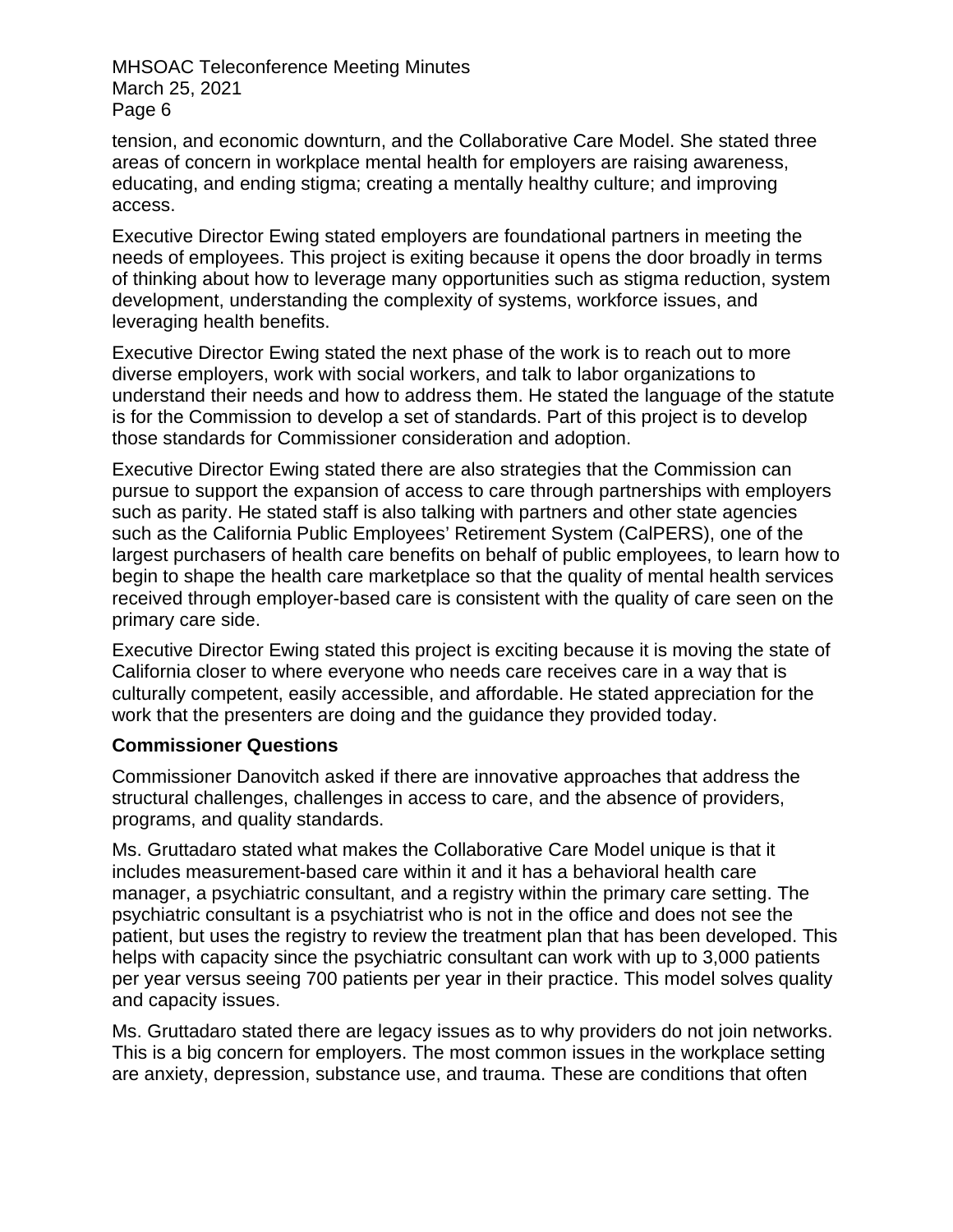tension, and economic downturn, and the Collaborative Care Model. She stated three areas of concern in workplace mental health for employers are raising awareness, educating, and ending stigma; creating a mentally healthy culture; and improving access.

Executive Director Ewing stated employers are foundational partners in meeting the needs of employees. This project is exiting because it opens the door broadly in terms of thinking about how to leverage many opportunities such as stigma reduction, system development, understanding the complexity of systems, workforce issues, and leveraging health benefits.

Executive Director Ewing stated the next phase of the work is to reach out to more diverse employers, work with social workers, and talk to labor organizations to understand their needs and how to address them. He stated the language of the statute is for the Commission to develop a set of standards. Part of this project is to develop those standards for Commissioner consideration and adoption.

Executive Director Ewing stated there are also strategies that the Commission can pursue to support the expansion of access to care through partnerships with employers such as parity. He stated staff is also talking with partners and other state agencies such as the California Public Employees' Retirement System (CalPERS), one of the largest purchasers of health care benefits on behalf of public employees, to learn how to begin to shape the health care marketplace so that the quality of mental health services received through employer-based care is consistent with the quality of care seen on the primary care side.

Executive Director Ewing stated this project is exciting because it is moving the state of California closer to where everyone who needs care receives care in a way that is culturally competent, easily accessible, and affordable. He stated appreciation for the work that the presenters are doing and the guidance they provided today.

**Commissioner Questions**

Commissioner Danovitch asked if there are innovative approaches that address the structural challenges, challenges in access to care, and the absence of providers, programs, and quality standards.

Ms. Gruttadaro stated what makes the Collaborative Care Model unique is that it includes measurement-based care within it and it has a behavioral health care manager, a psychiatric consultant, and a registry within the primary care setting. The psychiatric consultant is a psychiatrist who is not in the office and does not see the patient, but uses the registry to review the treatment plan that has been developed. This helps with capacity since the psychiatric consultant can work with up to 3,000 patients per year versus seeing 700 patients per year in their practice. This model solves quality and capacity issues.

Ms. Gruttadaro stated there are legacy issues as to why providers do not join networks. This is a big concern for employers. The most common issues in the workplace setting are anxiety, depression, substance use, and trauma. These are conditions that often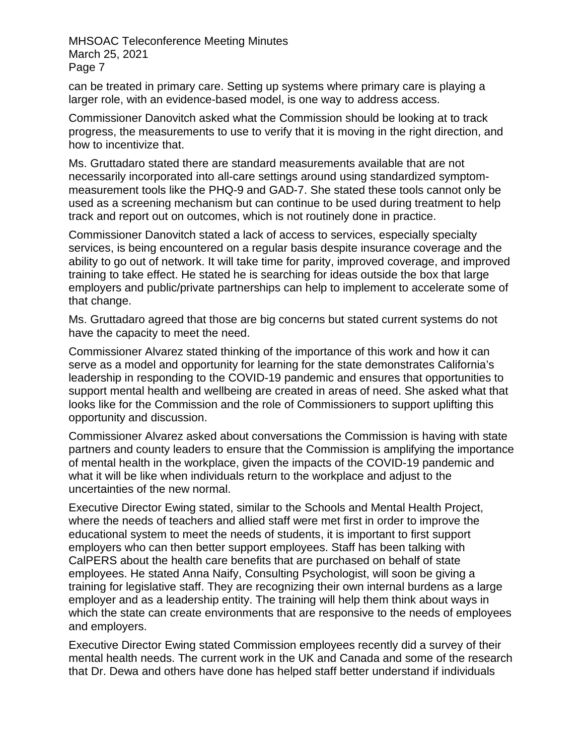can be treated in primary care. Setting up systems where primary care is playing a larger role, with an evidence-based model, is one way to address access.

Commissioner Danovitch asked what the Commission should be looking at to track progress, the measurements to use to verify that it is moving in the right direction, and how to incentivize that.

Ms. Gruttadaro stated there are standard measurements available that are not necessarily incorporated into all-care settings around using standardized symptom-measurement tools like the PHQ-9 and GAD-7. She stated these tools cannot only be used as a screening mechanism but can continue to be used during treatment to help track and report out on outcomes, which is not routinely done in practice.

Commissioner Danovitch stated a lack of access to services, especially specialty services, is being encountered on a regular basis despite insurance coverage and the ability to go out of network. It will take time for parity, improved coverage, and improved training to take effect. He stated he is searching for ideas outside the box that large employers and public/private partnerships can help to implement to accelerate some of that change.

Ms. Gruttadaro agreed that those are big concerns but stated current systems do not have the capacity to meet the need.

Commissioner Alvarez stated thinking of the importance of this work and how it can serve as a model and opportunity for learning for the state demonstrates California's leadership in responding to the COVID-19 pandemic and ensures that opportunities to support mental health and wellbeing are created in areas of need. She asked what that looks like for the Commission and the role of Commissioners to support uplifting this opportunity and discussion.

Commissioner Alvarez asked about conversations the Commission is having with state partners and county leaders to ensure that the Commission is amplifying the importance of mental health in the workplace, given the impacts of the COVID-19 pandemic and what it will be like when individuals return to the workplace and adjust to the uncertainties of the new normal.

Executive Director Ewing stated, similar to the Schools and Mental Health Project, where the needs of teachers and allied staff were met first in order to improve the educational system to meet the needs of students, it is important to first support employers who can then better support employees. Staff has been talking with CalPERS about the health care benefits that are purchased on behalf of state employees. He stated Anna Naify, Consulting Psychologist, will soon be giving a training for legislative staff. They are recognizing their own internal burdens as a large employer and as a leadership entity. The training will help them think about ways in which the state can create environments that are responsive to the needs of employees and employers.

Executive Director Ewing stated Commission employees recently did a survey of their mental health needs. The current work in the UK and Canada and some of the research that Dr. Dewa and others have done has helped staff better understand if individuals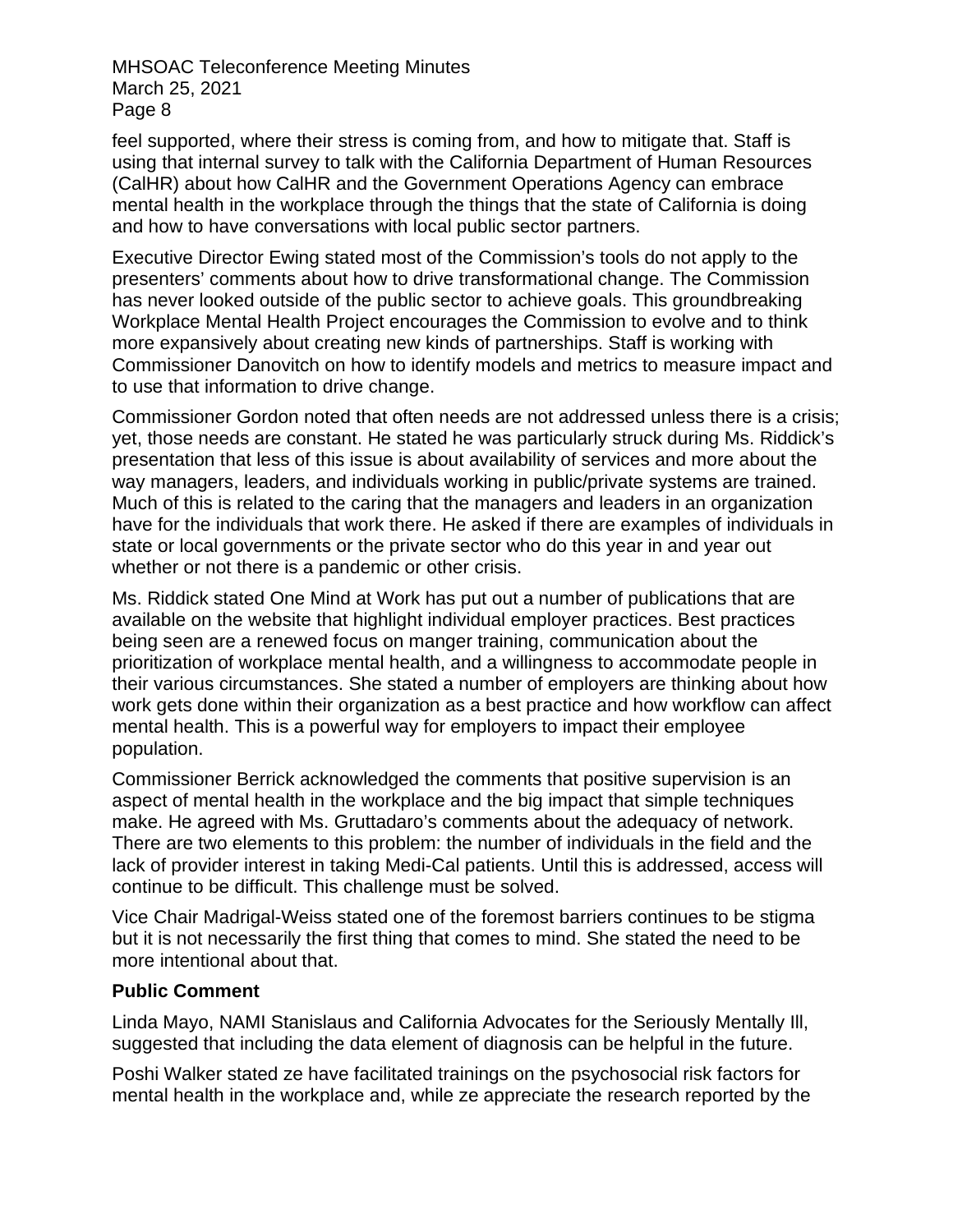feel supported, where their stress is coming from, and how to mitigate that. Staff is using that internal survey to talk with the California Department of Human Resources (CalHR) about how CalHR and the Government Operations Agency can embrace mental health in the workplace through the things that the state of California is doing and how to have conversations with local public sector partners.

Executive Director Ewing stated most of the Commission's tools do not apply to the presenters' comments about how to drive transformational change. The Commission has never looked outside of the public sector to achieve goals. This groundbreaking Workplace Mental Health Project encourages the Commission to evolve and to think more expansively about creating new kinds of partnerships. Staff is working with Commissioner Danovitch on how to identify models and metrics to measure impact and to use that information to drive change.

Commissioner Gordon noted that often needs are not addressed unless there is a crisis; yet, those needs are constant. He stated he was particularly struck during Ms. Riddick's presentation that less of this issue is about availability of services and more about the way managers, leaders, and individuals working in public/private systems are trained. Much of this is related to the caring that the managers and leaders in an organization have for the individuals that work there. He asked if there are examples of individuals in state or local governments or the private sector who do this year in and year out whether or not there is a pandemic or other crisis.

Ms. Riddick stated One Mind at Work has put out a number of publications that are available on the website that highlight individual employer practices. Best practices being seen are a renewed focus on manger training, communication about the prioritization of workplace mental health, and a willingness to accommodate people in their various circumstances. She stated a number of employers are thinking about how work gets done within their organization as a best practice and how workflow can affect mental health. This is a powerful way for employers to impact their employee population.

Commissioner Berrick acknowledged the comments that positive supervision is an aspect of mental health in the workplace and the big impact that simple techniques make. He agreed with Ms. Gruttadaro's comments about the adequacy of network. There are two elements to this problem: the number of individuals in the field and the lack of provider interest in taking Medi-Cal patients. Until this is addressed, access will continue to be difficult. This challenge must be solved.

Vice Chair Madrigal-Weiss stated one of the foremost barriers continues to be stigma but it is not necessarily the first thing that comes to mind. She stated the need to be more intentional about that.

**Public Comment**

Linda Mayo, NAMI Stanislaus and California Advocates for the Seriously Mentally Ill, suggested that including the data element of diagnosis can be helpful in the future.

Poshi Walker stated ze have facilitated trainings on the psychosocial risk factors for mental health in the workplace and, while ze appreciate the research reported by the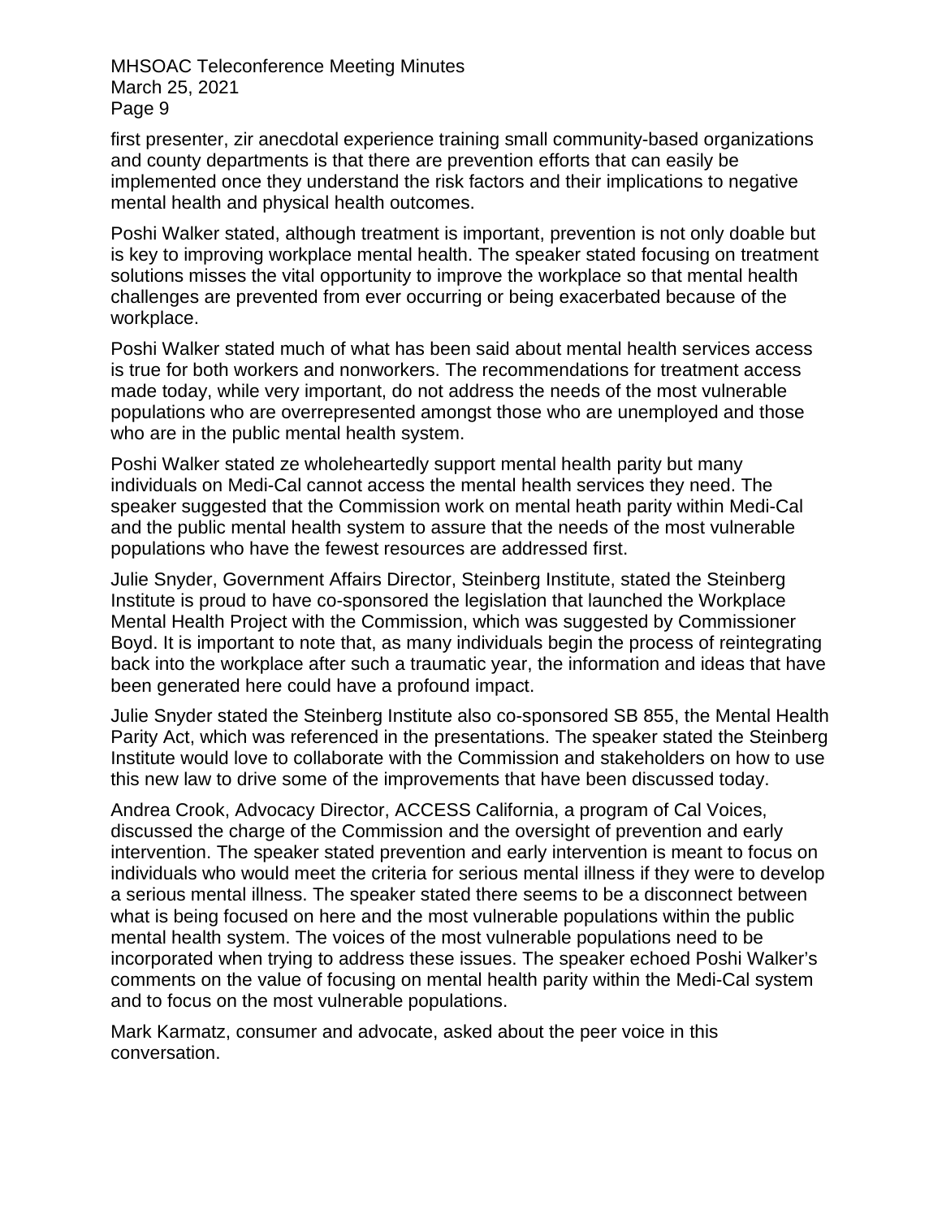first presenter, zir anecdotal experience training small community-based organizations and county departments is that there are prevention efforts that can easily be implemented once they understand the risk factors and their implications to negative mental health and physical health outcomes.

Poshi Walker stated, although treatment is important, prevention is not only doable but is key to improving workplace mental health. The speaker stated focusing on treatment solutions misses the vital opportunity to improve the workplace so that mental health challenges are prevented from ever occurring or being exacerbated because of the workplace.

Poshi Walker stated much of what has been said about mental health services access is true for both workers and nonworkers. The recommendations for treatment access made today, while very important, do not address the needs of the most vulnerable populations who are overrepresented amongst those who are unemployed and those who are in the public mental health system.

Poshi Walker stated ze wholeheartedly support mental health parity but many individuals on Medi-Cal cannot access the mental health services they need. The speaker suggested that the Commission work on mental heath parity within Medi-Cal and the public mental health system to assure that the needs of the most vulnerable populations who have the fewest resources are addressed first.

Julie Snyder, Government Affairs Director, Steinberg Institute, stated the Steinberg Institute is proud to have co-sponsored the legislation that launched the Workplace Mental Health Project with the Commission, which was suggested by Commissioner Boyd. It is important to note that, as many individuals begin the process of reintegrating back into the workplace after such a traumatic year, the information and ideas that have been generated here could have a profound impact.

Julie Snyder stated the Steinberg Institute also co-sponsored SB 855, the Mental Health Parity Act, which was referenced in the presentations. The speaker stated the Steinberg Institute would love to collaborate with the Commission and stakeholders on how to use this new law to drive some of the improvements that have been discussed today.

Andrea Crook, Advocacy Director, ACCESS California, a program of Cal Voices, discussed the charge of the Commission and the oversight of prevention and early intervention. The speaker stated prevention and early intervention is meant to focus on individuals who would meet the criteria for serious mental illness if they were to develop a serious mental illness. The speaker stated there seems to be a disconnect between what is being focused on here and the most vulnerable populations within the public mental health system. The voices of the most vulnerable populations need to be incorporated when trying to address these issues. The speaker echoed Poshi Walker's comments on the value of focusing on mental health parity within the Medi-Cal system and to focus on the most vulnerable populations.

Mark Karmatz, consumer and advocate, asked about the peer voice in this conversation.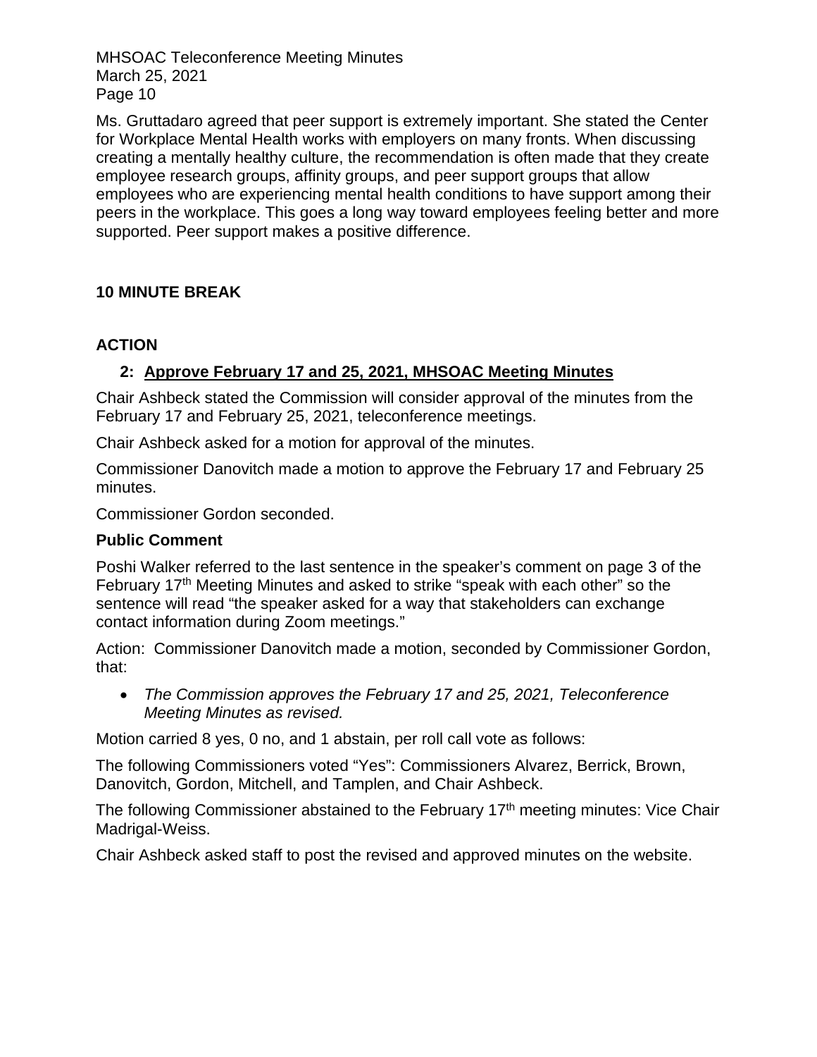Ms. Gruttadaro agreed that peer support is extremely important. She stated the Center for Workplace Mental Health works with employers on many fronts. When discussing creating a mentally healthy culture, the recommendation is often made that they create employee research groups, affinity groups, and peer support groups that allow employees who are experiencing mental health conditions to have support among their peers in the workplace. This goes a long way toward employees feeling better and more supported. Peer support makes a positive difference.

## 10 MINUTE BREAK

## ACTION

### 2: Approve February 17 and 25, 2021, MHSOAC Meeting Minutes

Chair Ashbeck stated the Commission will consider approval of the minutes from the February 17 and February 25, 2021, teleconference meetings.

Chair Ashbeck asked for a motion for approval of the minutes.

Commissioner Danovitch made a motion to approve the February 17 and February 25 minutes.

Commissioner Gordon seconded.

**Public Comment**

Poshi Walker referred to the last sentence in the speaker's comment on page 3 of the February 17th Meeting Minutes and asked to strike "speak with each other" so the sentence will read "the speaker asked for a way that stakeholders can exchange contact information during Zoom meetings."

Action: Commissioner Danovitch made a motion, seconded by Commissioner Gordon, that:

- *The Commission approves the February 17 and 25, 2021, Teleconference Meeting Minutes as revised.*

Motion carried 8 yes, 0 no, and 1 abstain, per roll call vote as follows:

The following Commissioners voted "Yes": Commissioners Alvarez, Berrick, Brown, Danovitch, Gordon, Mitchell, and Tamplen, and Chair Ashbeck.

The following Commissioner abstained to the February 17th meeting minutes: Vice Chair Madrigal-Weiss.

Chair Ashbeck asked staff to post the revised and approved minutes on the website.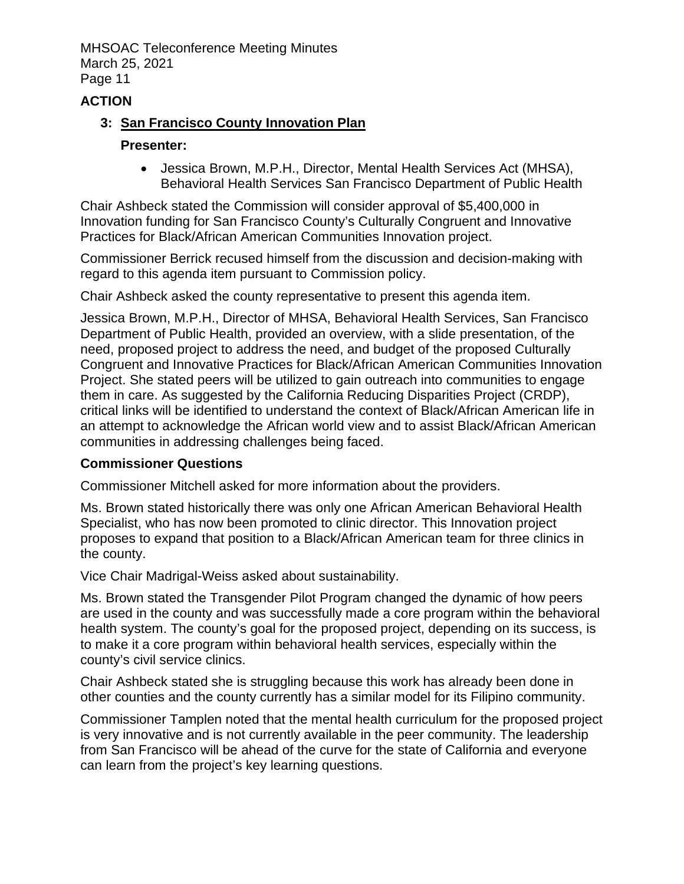## ACTION

### 3: San Francisco County Innovation Plan

**Presenter:**

- Jessica Brown, M.P.H., Director, Mental Health Services Act (MHSA), Behavioral Health Services San Francisco Department of Public Health

Chair Ashbeck stated the Commission will consider approval of $5,400,000 in Innovation funding for San Francisco County's Culturally Congruent and Innovative Practices for Black/African American Communities Innovation project.

Commissioner Berrick recused himself from the discussion and decision-making with regard to this agenda item pursuant to Commission policy.

Chair Ashbeck asked the county representative to present this agenda item.

Jessica Brown, M.P.H., Director of MHSA, Behavioral Health Services, San Francisco Department of Public Health, provided an overview, with a slide presentation, of the need, proposed project to address the need, and budget of the proposed Culturally Congruent and Innovative Practices for Black/African American Communities Innovation Project. She stated peers will be utilized to gain outreach into communities to engage them in care. As suggested by the California Reducing Disparities Project (CRDP), critical links will be identified to understand the context of Black/African American life in an attempt to acknowledge the African world view and to assist Black/African American communities in addressing challenges being faced.

**Commissioner Questions**

Commissioner Mitchell asked for more information about the providers.

Ms. Brown stated historically there was only one African American Behavioral Health Specialist, who has now been promoted to clinic director. This Innovation project proposes to expand that position to a Black/African American team for three clinics in the county.

Vice Chair Madrigal-Weiss asked about sustainability.

Ms. Brown stated the Transgender Pilot Program changed the dynamic of how peers are used in the county and was successfully made a core program within the behavioral health system. The county's goal for the proposed project, depending on its success, is to make it a core program within behavioral health services, especially within the county's civil service clinics.

Chair Ashbeck stated she is struggling because this work has already been done in other counties and the county currently has a similar model for its Filipino community.

Commissioner Tamplen noted that the mental health curriculum for the proposed project is very innovative and is not currently available in the peer community. The leadership from San Francisco will be ahead of the curve for the state of California and everyone can learn from the project's key learning questions.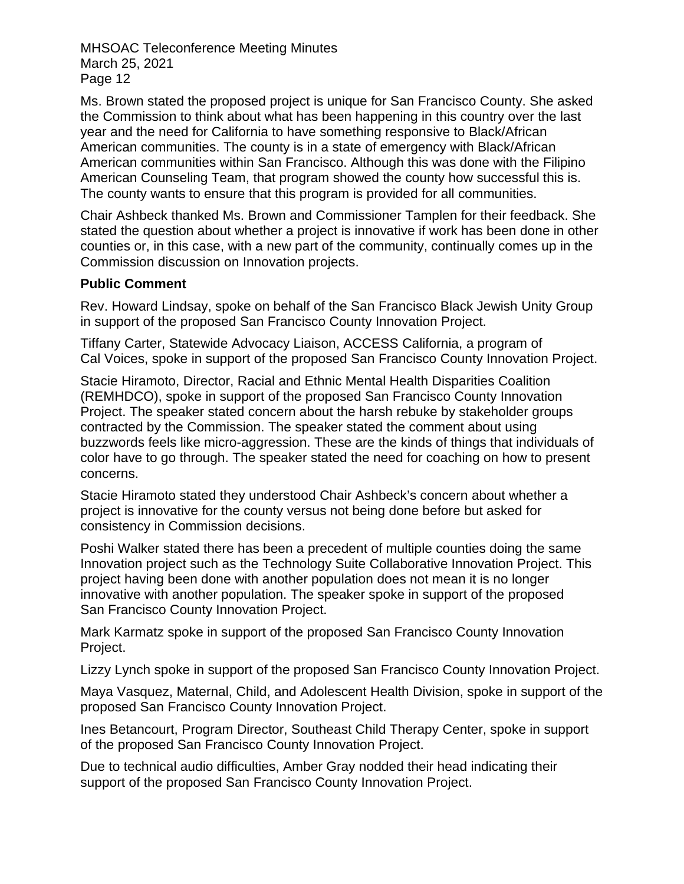Ms. Brown stated the proposed project is unique for San Francisco County. She asked the Commission to think about what has been happening in this country over the last year and the need for California to have something responsive to Black/African American communities. The county is in a state of emergency with Black/African American communities within San Francisco. Although this was done with the Filipino American Counseling Team, that program showed the county how successful this is. The county wants to ensure that this program is provided for all communities.

Chair Ashbeck thanked Ms. Brown and Commissioner Tamplen for their feedback. She stated the question about whether a project is innovative if work has been done in other counties or, in this case, with a new part of the community, continually comes up in the Commission discussion on Innovation projects.

**Public Comment**

Rev. Howard Lindsay, spoke on behalf of the San Francisco Black Jewish Unity Group in support of the proposed San Francisco County Innovation Project.

Tiffany Carter, Statewide Advocacy Liaison, ACCESS California, a program of Cal Voices, spoke in support of the proposed San Francisco County Innovation Project.

Stacie Hiramoto, Director, Racial and Ethnic Mental Health Disparities Coalition (REMHDCO), spoke in support of the proposed San Francisco County Innovation Project. The speaker stated concern about the harsh rebuke by stakeholder groups contracted by the Commission. The speaker stated the comment about using buzzwords feels like micro-aggression. These are the kinds of things that individuals of color have to go through. The speaker stated the need for coaching on how to present concerns.

Stacie Hiramoto stated they understood Chair Ashbeck's concern about whether a project is innovative for the county versus not being done before but asked for consistency in Commission decisions.

Poshi Walker stated there has been a precedent of multiple counties doing the same Innovation project such as the Technology Suite Collaborative Innovation Project. This project having been done with another population does not mean it is no longer innovative with another population. The speaker spoke in support of the proposed San Francisco County Innovation Project.

Mark Karmatz spoke in support of the proposed San Francisco County Innovation Project.

Lizzy Lynch spoke in support of the proposed San Francisco County Innovation Project.

Maya Vasquez, Maternal, Child, and Adolescent Health Division, spoke in support of the proposed San Francisco County Innovation Project.

Ines Betancourt, Program Director, Southeast Child Therapy Center, spoke in support of the proposed San Francisco County Innovation Project.

Due to technical audio difficulties, Amber Gray nodded their head indicating their support of the proposed San Francisco County Innovation Project.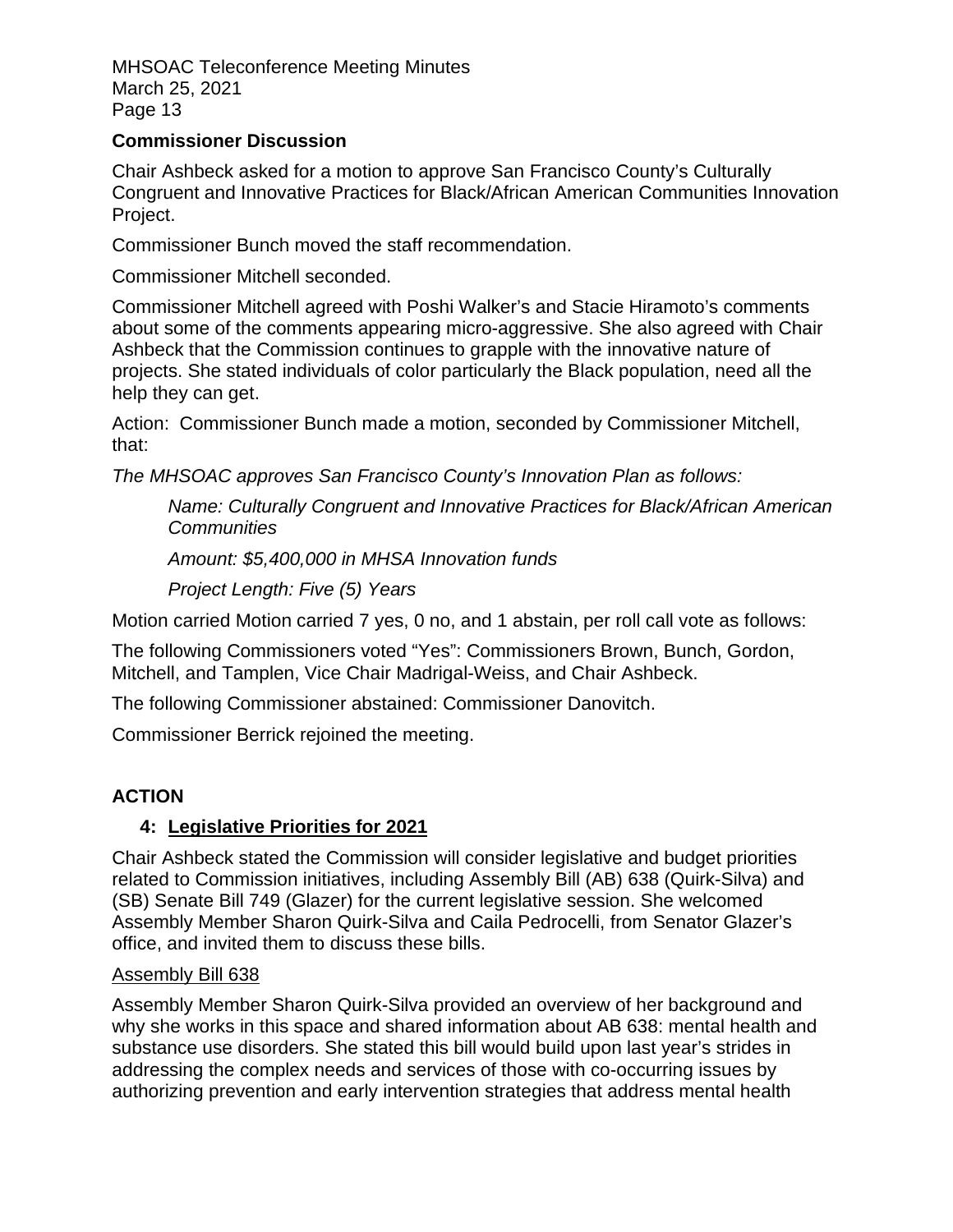**Commissioner Discussion**

Chair Ashbeck asked for a motion to approve San Francisco County's Culturally Congruent and Innovative Practices for Black/African American Communities Innovation Project.

Commissioner Bunch moved the staff recommendation.

Commissioner Mitchell seconded.

Commissioner Mitchell agreed with Poshi Walker's and Stacie Hiramoto's comments about some of the comments appearing micro-aggressive. She also agreed with Chair Ashbeck that the Commission continues to grapple with the innovative nature of projects. She stated individuals of color particularly the Black population, need all the help they can get.

Action: Commissioner Bunch made a motion, seconded by Commissioner Mitchell, that:

*The MHSOAC approves San Francisco County's Innovation Plan as follows:*

> *Name: Culturally Congruent and Innovative Practices for Black/African American Communities*
>
> *Amount: $5,400,000 in MHSA Innovation funds*
>
> *Project Length: Five (5) Years*

Motion carried Motion carried 7 yes, 0 no, and 1 abstain, per roll call vote as follows:

The following Commissioners voted "Yes": Commissioners Brown, Bunch, Gordon, Mitchell, and Tamplen, Vice Chair Madrigal-Weiss, and Chair Ashbeck.

The following Commissioner abstained: Commissioner Danovitch.

Commissioner Berrick rejoined the meeting.

## ACTION

### 4: Legislative Priorities for 2021

Chair Ashbeck stated the Commission will consider legislative and budget priorities related to Commission initiatives, including Assembly Bill (AB) 638 (Quirk-Silva) and (SB) Senate Bill 749 (Glazer) for the current legislative session. She welcomed Assembly Member Sharon Quirk-Silva and Caila Pedrocelli, from Senator Glazer's office, and invited them to discuss these bills.

<u>Assembly Bill 638</u>

Assembly Member Sharon Quirk-Silva provided an overview of her background and why she works in this space and shared information about AB 638: mental health and substance use disorders. She stated this bill would build upon last year's strides in addressing the complex needs and services of those with co-occurring issues by authorizing prevention and early intervention strategies that address mental health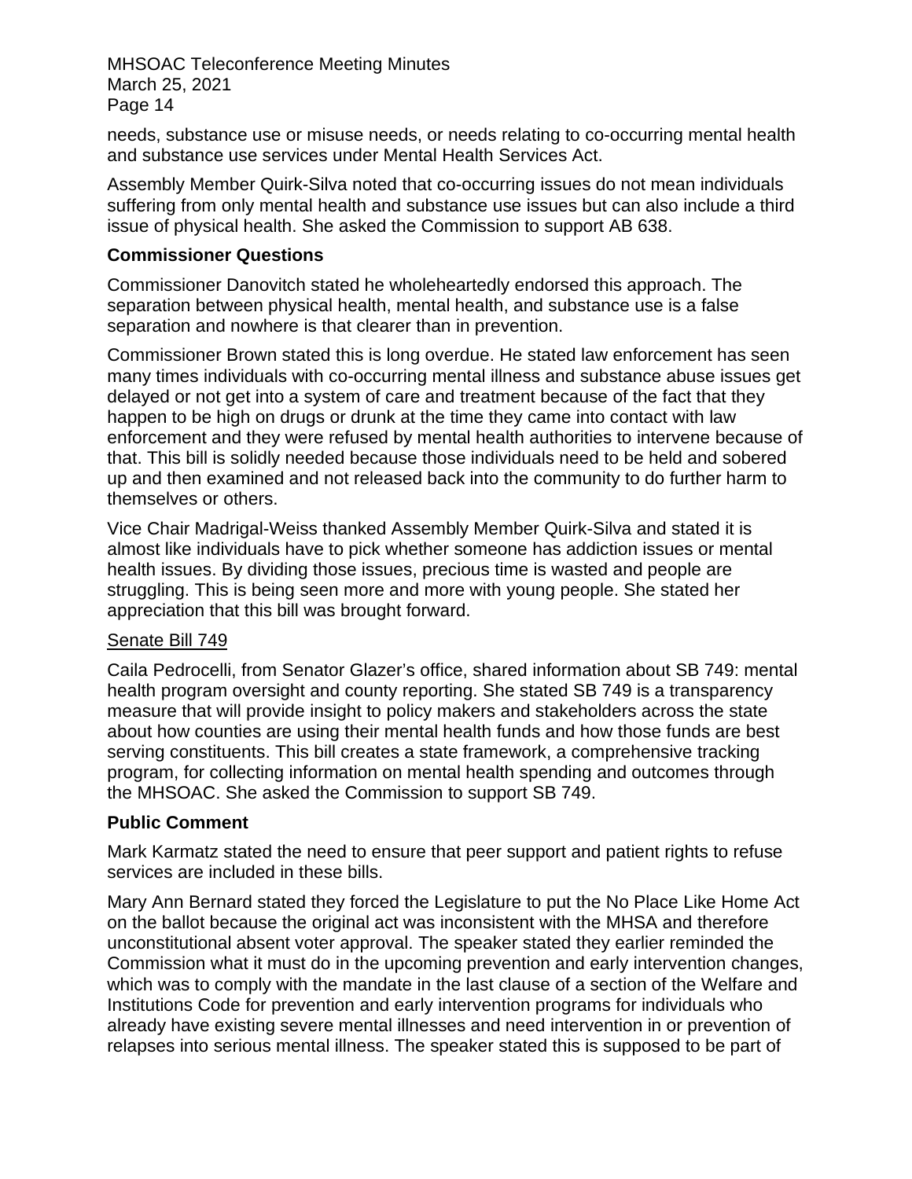needs, substance use or misuse needs, or needs relating to co-occurring mental health and substance use services under Mental Health Services Act.

Assembly Member Quirk-Silva noted that co-occurring issues do not mean individuals suffering from only mental health and substance use issues but can also include a third issue of physical health. She asked the Commission to support AB 638.

**Commissioner Questions**

Commissioner Danovitch stated he wholeheartedly endorsed this approach. The separation between physical health, mental health, and substance use is a false separation and nowhere is that clearer than in prevention.

Commissioner Brown stated this is long overdue. He stated law enforcement has seen many times individuals with co-occurring mental illness and substance abuse issues get delayed or not get into a system of care and treatment because of the fact that they happen to be high on drugs or drunk at the time they came into contact with law enforcement and they were refused by mental health authorities to intervene because of that. This bill is solidly needed because those individuals need to be held and sobered up and then examined and not released back into the community to do further harm to themselves or others.

Vice Chair Madrigal-Weiss thanked Assembly Member Quirk-Silva and stated it is almost like individuals have to pick whether someone has addiction issues or mental health issues. By dividing those issues, precious time is wasted and people are struggling. This is being seen more and more with young people. She stated her appreciation that this bill was brought forward.

Senate Bill 749

Caila Pedrocelli, from Senator Glazer's office, shared information about SB 749: mental health program oversight and county reporting. She stated SB 749 is a transparency measure that will provide insight to policy makers and stakeholders across the state about how counties are using their mental health funds and how those funds are best serving constituents. This bill creates a state framework, a comprehensive tracking program, for collecting information on mental health spending and outcomes through the MHSOAC. She asked the Commission to support SB 749.

**Public Comment**

Mark Karmatz stated the need to ensure that peer support and patient rights to refuse services are included in these bills.

Mary Ann Bernard stated they forced the Legislature to put the No Place Like Home Act on the ballot because the original act was inconsistent with the MHSA and therefore unconstitutional absent voter approval. The speaker stated they earlier reminded the Commission what it must do in the upcoming prevention and early intervention changes, which was to comply with the mandate in the last clause of a section of the Welfare and Institutions Code for prevention and early intervention programs for individuals who already have existing severe mental illnesses and need intervention in or prevention of relapses into serious mental illness. The speaker stated this is supposed to be part of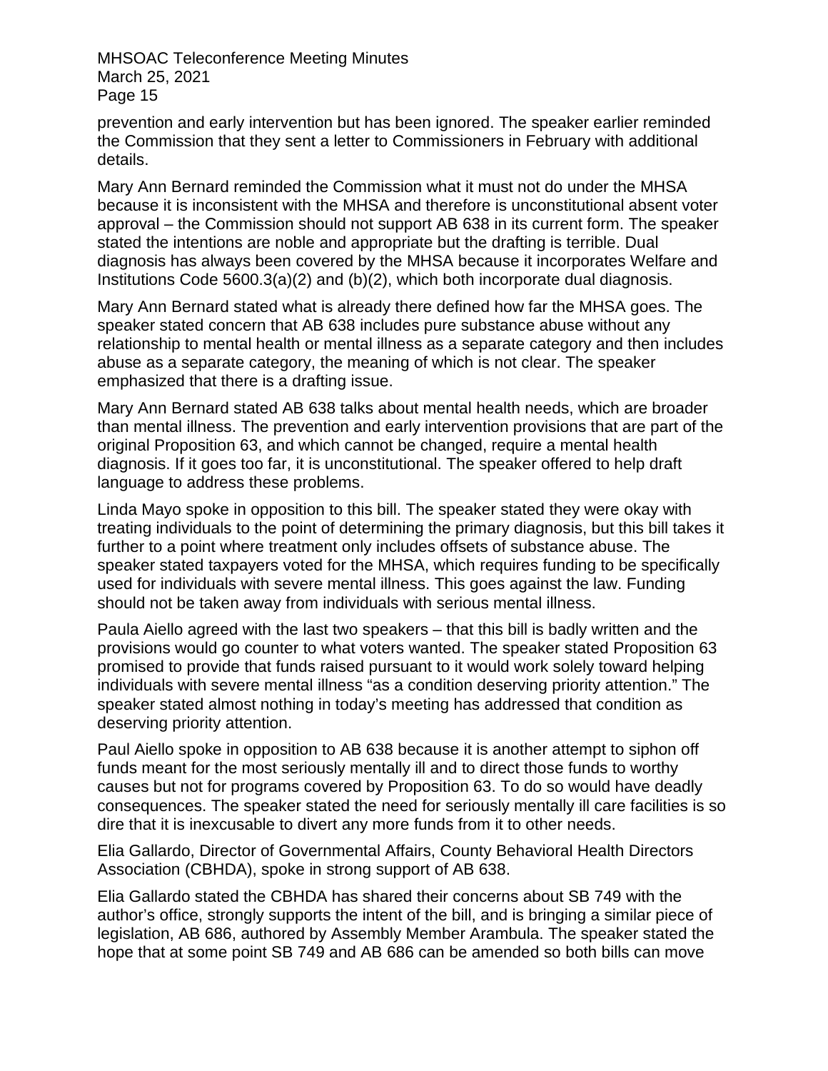prevention and early intervention but has been ignored. The speaker earlier reminded the Commission that they sent a letter to Commissioners in February with additional details.

Mary Ann Bernard reminded the Commission what it must not do under the MHSA because it is inconsistent with the MHSA and therefore is unconstitutional absent voter approval – the Commission should not support AB 638 in its current form. The speaker stated the intentions are noble and appropriate but the drafting is terrible. Dual diagnosis has always been covered by the MHSA because it incorporates Welfare and Institutions Code 5600.3(a)(2) and (b)(2), which both incorporate dual diagnosis.

Mary Ann Bernard stated what is already there defined how far the MHSA goes. The speaker stated concern that AB 638 includes pure substance abuse without any relationship to mental health or mental illness as a separate category and then includes abuse as a separate category, the meaning of which is not clear. The speaker emphasized that there is a drafting issue.

Mary Ann Bernard stated AB 638 talks about mental health needs, which are broader than mental illness. The prevention and early intervention provisions that are part of the original Proposition 63, and which cannot be changed, require a mental health diagnosis. If it goes too far, it is unconstitutional. The speaker offered to help draft language to address these problems.

Linda Mayo spoke in opposition to this bill. The speaker stated they were okay with treating individuals to the point of determining the primary diagnosis, but this bill takes it further to a point where treatment only includes offsets of substance abuse. The speaker stated taxpayers voted for the MHSA, which requires funding to be specifically used for individuals with severe mental illness. This goes against the law. Funding should not be taken away from individuals with serious mental illness.

Paula Aiello agreed with the last two speakers – that this bill is badly written and the provisions would go counter to what voters wanted. The speaker stated Proposition 63 promised to provide that funds raised pursuant to it would work solely toward helping individuals with severe mental illness "as a condition deserving priority attention." The speaker stated almost nothing in today's meeting has addressed that condition as deserving priority attention.

Paul Aiello spoke in opposition to AB 638 because it is another attempt to siphon off funds meant for the most seriously mentally ill and to direct those funds to worthy causes but not for programs covered by Proposition 63. To do so would have deadly consequences. The speaker stated the need for seriously mentally ill care facilities is so dire that it is inexcusable to divert any more funds from it to other needs.

Elia Gallardo, Director of Governmental Affairs, County Behavioral Health Directors Association (CBHDA), spoke in strong support of AB 638.

Elia Gallardo stated the CBHDA has shared their concerns about SB 749 with the author's office, strongly supports the intent of the bill, and is bringing a similar piece of legislation, AB 686, authored by Assembly Member Arambula. The speaker stated the hope that at some point SB 749 and AB 686 can be amended so both bills can move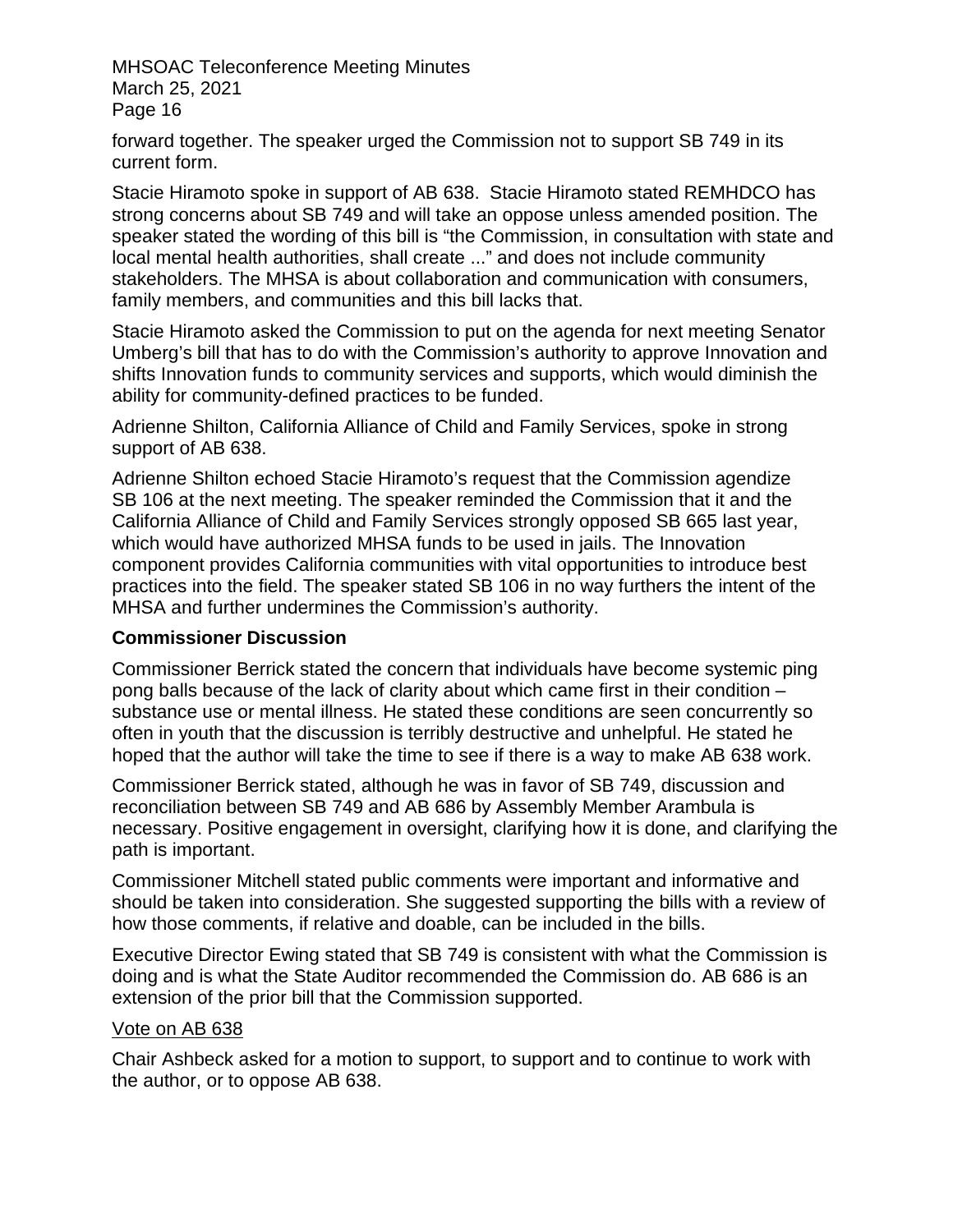forward together. The speaker urged the Commission not to support SB 749 in its current form.

Stacie Hiramoto spoke in support of AB 638. Stacie Hiramoto stated REMHDCO has strong concerns about SB 749 and will take an oppose unless amended position. The speaker stated the wording of this bill is "the Commission, in consultation with state and local mental health authorities, shall create ..." and does not include community stakeholders. The MHSA is about collaboration and communication with consumers, family members, and communities and this bill lacks that.

Stacie Hiramoto asked the Commission to put on the agenda for next meeting Senator Umberg's bill that has to do with the Commission's authority to approve Innovation and shifts Innovation funds to community services and supports, which would diminish the ability for community-defined practices to be funded.

Adrienne Shilton, California Alliance of Child and Family Services, spoke in strong support of AB 638.

Adrienne Shilton echoed Stacie Hiramoto's request that the Commission agendize SB 106 at the next meeting. The speaker reminded the Commission that it and the California Alliance of Child and Family Services strongly opposed SB 665 last year, which would have authorized MHSA funds to be used in jails. The Innovation component provides California communities with vital opportunities to introduce best practices into the field. The speaker stated SB 106 in no way furthers the intent of the MHSA and further undermines the Commission's authority.

**Commissioner Discussion**

Commissioner Berrick stated the concern that individuals have become systemic ping pong balls because of the lack of clarity about which came first in their condition – substance use or mental illness. He stated these conditions are seen concurrently so often in youth that the discussion is terribly destructive and unhelpful. He stated he hoped that the author will take the time to see if there is a way to make AB 638 work.

Commissioner Berrick stated, although he was in favor of SB 749, discussion and reconciliation between SB 749 and AB 686 by Assembly Member Arambula is necessary. Positive engagement in oversight, clarifying how it is done, and clarifying the path is important.

Commissioner Mitchell stated public comments were important and informative and should be taken into consideration. She suggested supporting the bills with a review of how those comments, if relative and doable, can be included in the bills.

Executive Director Ewing stated that SB 749 is consistent with what the Commission is doing and is what the State Auditor recommended the Commission do. AB 686 is an extension of the prior bill that the Commission supported.

<u>Vote on AB 638</u>

Chair Ashbeck asked for a motion to support, to support and to continue to work with the author, or to oppose AB 638.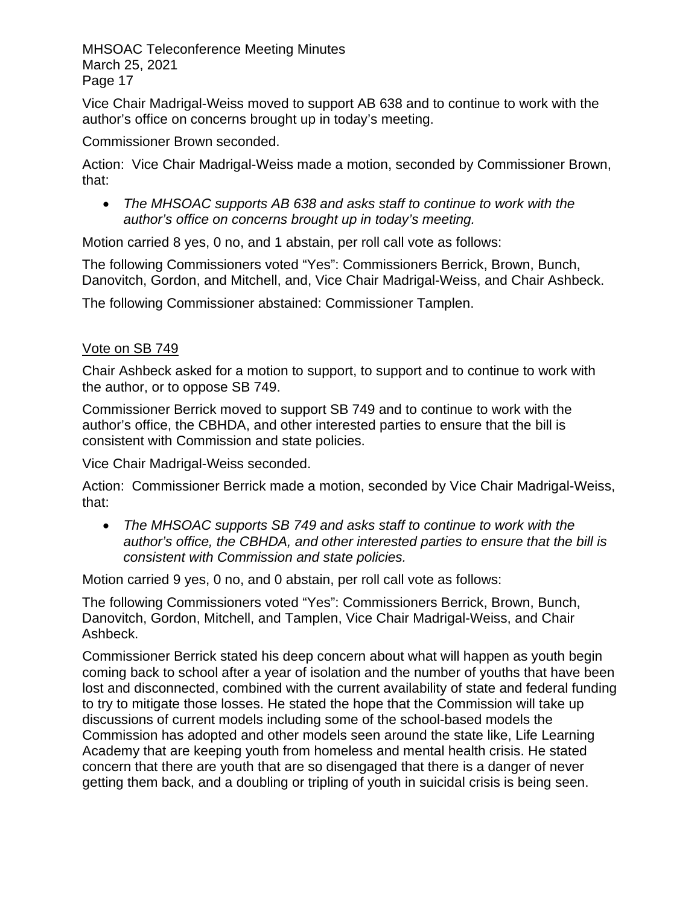Vice Chair Madrigal-Weiss moved to support AB 638 and to continue to work with the author's office on concerns brought up in today's meeting.

Commissioner Brown seconded.

Action: Vice Chair Madrigal-Weiss made a motion, seconded by Commissioner Brown, that:

- *The MHSOAC supports AB 638 and asks staff to continue to work with the author's office on concerns brought up in today's meeting.*

Motion carried 8 yes, 0 no, and 1 abstain, per roll call vote as follows:

The following Commissioners voted "Yes": Commissioners Berrick, Brown, Bunch, Danovitch, Gordon, and Mitchell, and, Vice Chair Madrigal-Weiss, and Chair Ashbeck.

The following Commissioner abstained: Commissioner Tamplen.

<u>Vote on SB 749</u>

Chair Ashbeck asked for a motion to support, to support and to continue to work with the author, or to oppose SB 749.

Commissioner Berrick moved to support SB 749 and to continue to work with the author's office, the CBHDA, and other interested parties to ensure that the bill is consistent with Commission and state policies.

Vice Chair Madrigal-Weiss seconded.

Action: Commissioner Berrick made a motion, seconded by Vice Chair Madrigal-Weiss, that:

- *The MHSOAC supports SB 749 and asks staff to continue to work with the author's office, the CBHDA, and other interested parties to ensure that the bill is consistent with Commission and state policies.*

Motion carried 9 yes, 0 no, and 0 abstain, per roll call vote as follows:

The following Commissioners voted "Yes": Commissioners Berrick, Brown, Bunch, Danovitch, Gordon, Mitchell, and Tamplen, Vice Chair Madrigal-Weiss, and Chair Ashbeck.

Commissioner Berrick stated his deep concern about what will happen as youth begin coming back to school after a year of isolation and the number of youths that have been lost and disconnected, combined with the current availability of state and federal funding to try to mitigate those losses. He stated the hope that the Commission will take up discussions of current models including some of the school-based models the Commission has adopted and other models seen around the state like, Life Learning Academy that are keeping youth from homeless and mental health crisis. He stated concern that there are youth that are so disengaged that there is a danger of never getting them back, and a doubling or tripling of youth in suicidal crisis is being seen.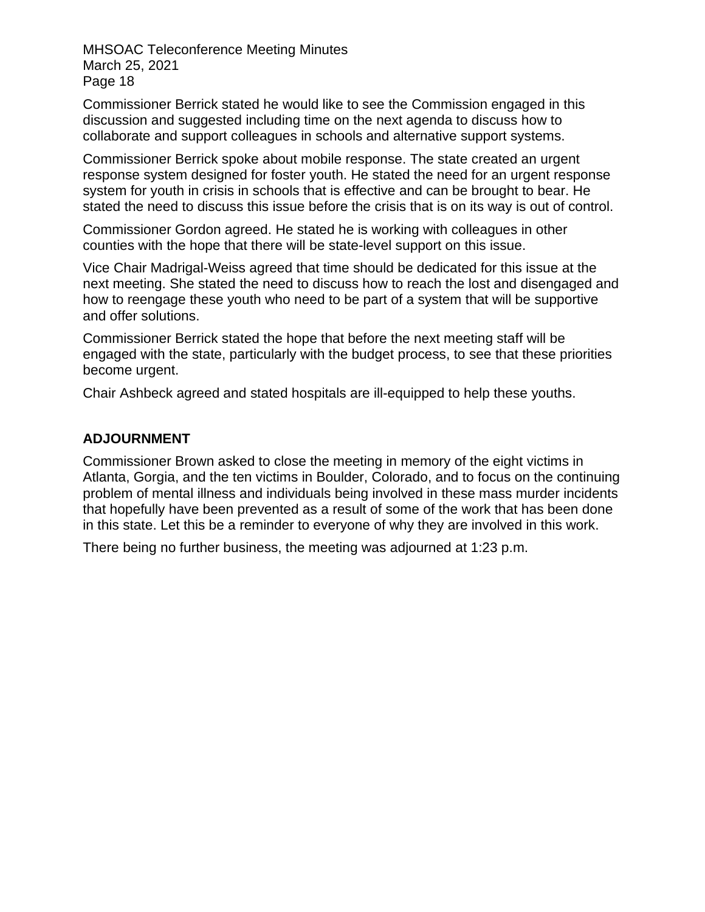Commissioner Berrick stated he would like to see the Commission engaged in this discussion and suggested including time on the next agenda to discuss how to collaborate and support colleagues in schools and alternative support systems.

Commissioner Berrick spoke about mobile response. The state created an urgent response system designed for foster youth. He stated the need for an urgent response system for youth in crisis in schools that is effective and can be brought to bear. He stated the need to discuss this issue before the crisis that is on its way is out of control.

Commissioner Gordon agreed. He stated he is working with colleagues in other counties with the hope that there will be state-level support on this issue.

Vice Chair Madrigal-Weiss agreed that time should be dedicated for this issue at the next meeting. She stated the need to discuss how to reach the lost and disengaged and how to reengage these youth who need to be part of a system that will be supportive and offer solutions.

Commissioner Berrick stated the hope that before the next meeting staff will be engaged with the state, particularly with the budget process, to see that these priorities become urgent.

Chair Ashbeck agreed and stated hospitals are ill-equipped to help these youths.

## ADJOURNMENT

Commissioner Brown asked to close the meeting in memory of the eight victims in Atlanta, Gorgia, and the ten victims in Boulder, Colorado, and to focus on the continuing problem of mental illness and individuals being involved in these mass murder incidents that hopefully have been prevented as a result of some of the work that has been done in this state. Let this be a reminder to everyone of why they are involved in this work.

There being no further business, the meeting was adjourned at 1:23 p.m.